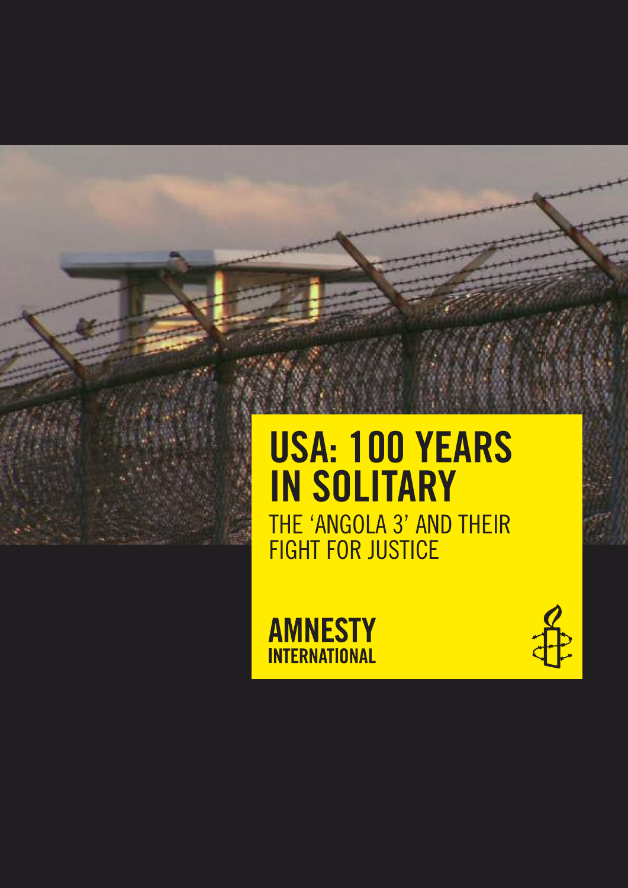# USA: 100 YEARS IN SOLITARY

## THE 'ANGOLA 3' AND THEIR FIGHT FOR JUSTICE

**AMNESTY INTERNATIONAL**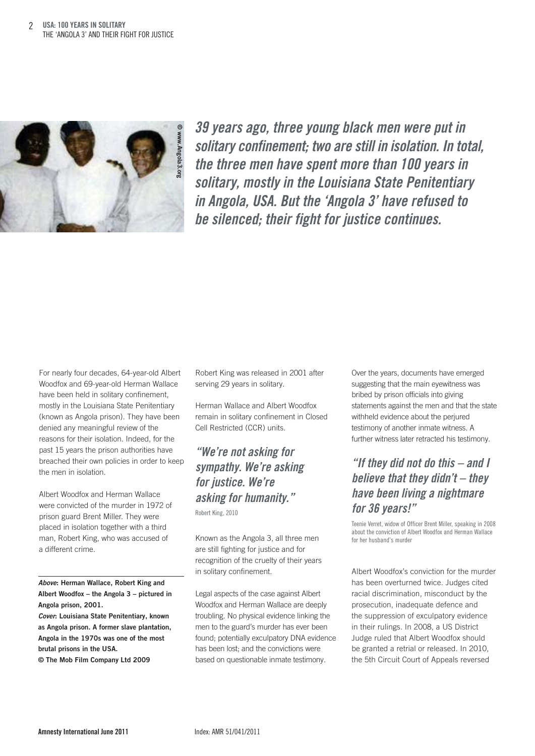*39 years ago, three young black men were put in solitary confinement; two are still in isolation. In total, the three men have spent more than 100 years in solitary, mostly in the Louisiana State Penitentiary in Angola, USA. But the 'Angola 3' have refused to be silenced; their fight for justice continues.*

© www.Angola3.org

For nearly four decades, 64-year-old Albert Woodfox and 69-year-old Herman Wallace have been held in solitary confinement, mostly in the Louisiana State Penitentiary (known as Angola prison). They have been denied any meaningful review of the reasons for their isolation. Indeed, for the past 15 years the prison authorities have breached their own policies in order to keep the men in isolation.

Albert Woodfox and Herman Wallace were convicted of the murder in 1972 of prison guard Brent Miller. They were placed in isolation together with a third man, Robert King, who was accused of a different crime.

***Above*: Herman Wallace, Robert King and Albert Woodfox – the Angola 3 – pictured in Angola prison, 2001.**
***Cover*: Louisiana State Penitentiary, known as Angola prison. A former slave plantation, Angola in the 1970s was one of the most brutal prisons in the USA.**
**© The Mob Film Company Ltd 2009**

Robert King was released in 2001 after serving 29 years in solitary.

Herman Wallace and Albert Woodfox remain in solitary confinement in Closed Cell Restricted (CCR) units.

> *"We're not asking for sympathy. We're asking for justice. We're asking for humanity."*
>
> Robert King, 2010

Known as the Angola 3, all three men are still fighting for justice and for recognition of the cruelty of their years in solitary confinement.

Legal aspects of the case against Albert Woodfox and Herman Wallace are deeply troubling. No physical evidence linking the men to the guard's murder has ever been found; potentially exculpatory DNA evidence has been lost; and the convictions were based on questionable inmate testimony.

Over the years, documents have emerged suggesting that the main eyewitness was bribed by prison officials into giving statements against the men and that the state withheld evidence about the perjured testimony of another inmate witness. A further witness later retracted his testimony.

> *"If they did not do this – and I believe that they didn't – they have been living a nightmare for 36 years!"*
>
> Teenie Verret, widow of Officer Brent Miller, speaking in 2008 about the conviction of Albert Woodfox and Herman Wallace for her husband's murder

Albert Woodfox's conviction for the murder has been overturned twice. Judges cited racial discrimination, misconduct by the prosecution, inadequate defence and the suppression of exculpatory evidence in their rulings. In 2008, a US District Judge ruled that Albert Woodfox should be granted a retrial or released. In 2010, the 5th Circuit Court of Appeals reversed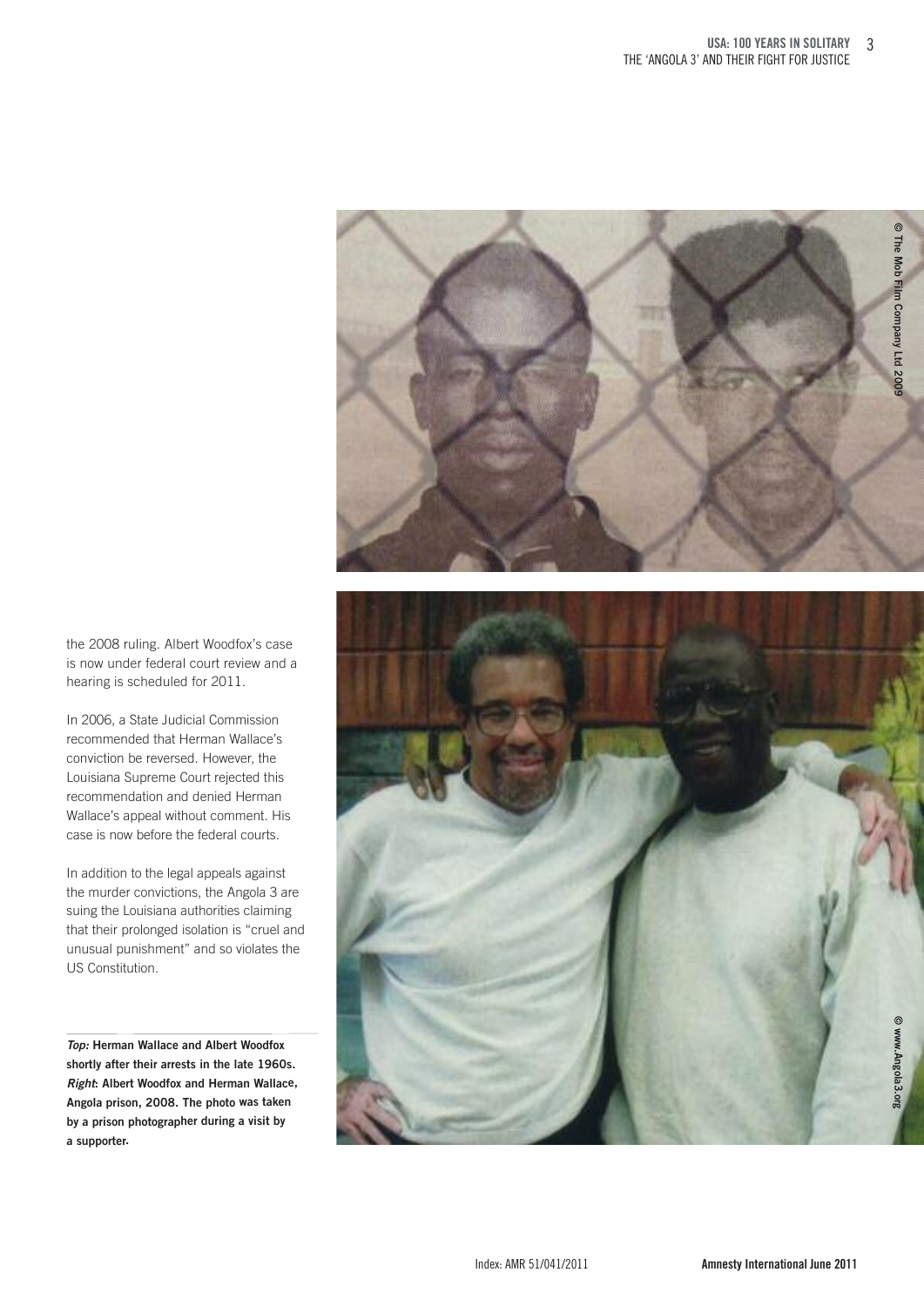the 2008 ruling. Albert Woodfox's case is now under federal court review and a hearing is scheduled for 2011.

In 2006, a State Judicial Commission recommended that Herman Wallace's conviction be reversed. However, the Louisiana Supreme Court rejected this recommendation and denied Herman Wallace's appeal without comment. His case is now before the federal courts.

In addition to the legal appeals against the murder convictions, the Angola 3 are suing the Louisiana authorities claiming that their prolonged isolation is "cruel and unusual punishment" and so violates the US Constitution.

***Top:*** **Herman Wallace and Albert Woodfox shortly after their arrests in the late 1960s.** ***Right*: Albert Woodfox and Herman Wallace, Angola prison, 2008. The photo was taken by a prison photographer during a visit by a supporter.**

© The Mob Film Company Ltd 2009

© www.Angola3.org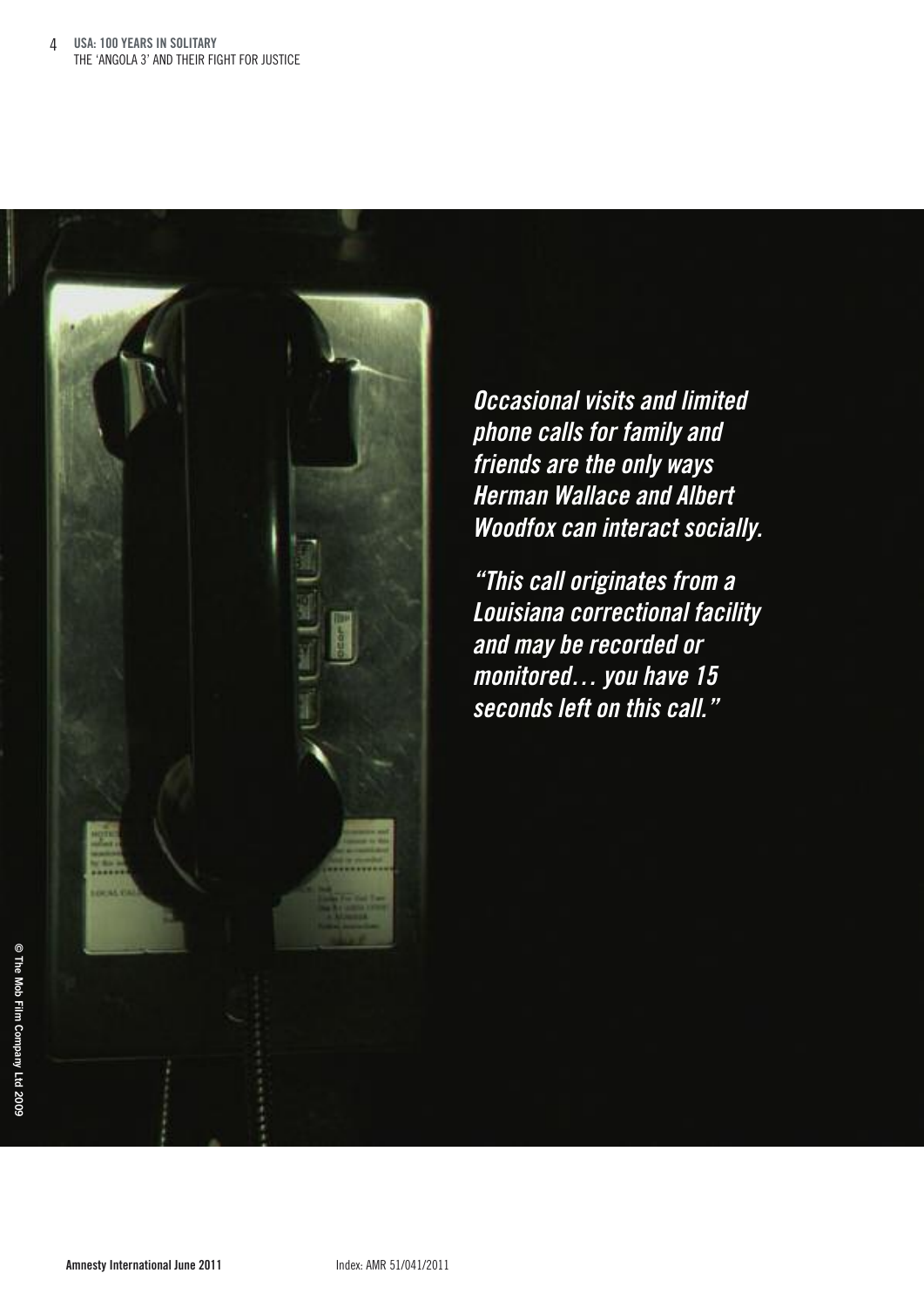*Occasional visits and limited phone calls for family and friends are the only ways Herman Wallace and Albert Woodfox can interact socially.*

*"This call originates from a Louisiana correctional facility and may be recorded or monitored… you have 15 seconds left on this call."*

© The Mob Film Company Ltd 2009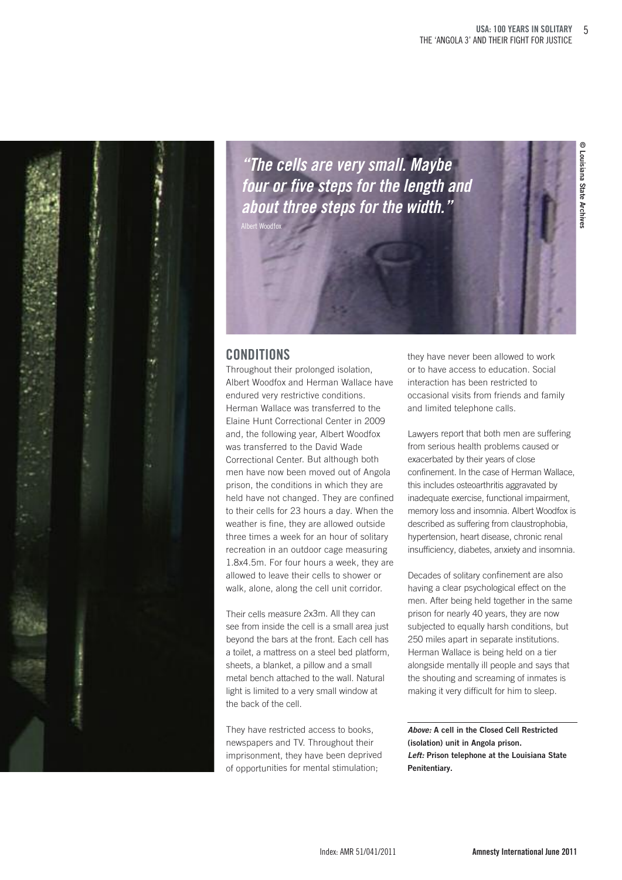*"The cells are very small. Maybe four or five steps for the length and about three steps for the width."*

Albert Woodfox

© Louisiana State Archives

## CONDITIONS

Throughout their prolonged isolation, Albert Woodfox and Herman Wallace have endured very restrictive conditions. Herman Wallace was transferred to the Elaine Hunt Correctional Center in 2009 and, the following year, Albert Woodfox was transferred to the David Wade Correctional Center. But although both men have now been moved out of Angola prison, the conditions in which they are held have not changed. They are confined to their cells for 23 hours a day. When the weather is fine, they are allowed outside three times a week for an hour of solitary recreation in an outdoor cage measuring 1.8x4.5m. For four hours a week, they are allowed to leave their cells to shower or walk, alone, along the cell unit corridor.

Their cells measure 2x3m. All they can see from inside the cell is a small area just beyond the bars at the front. Each cell has a toilet, a mattress on a steel bed platform, sheets, a blanket, a pillow and a small metal bench attached to the wall. Natural light is limited to a very small window at the back of the cell.

They have restricted access to books, newspapers and TV. Throughout their imprisonment, they have been deprived of opportunities for mental stimulation; they have never been allowed to work or to have access to education. Social interaction has been restricted to occasional visits from friends and family and limited telephone calls.

Lawyers report that both men are suffering from serious health problems caused or exacerbated by their years of close confinement. In the case of Herman Wallace, this includes osteoarthritis aggravated by inadequate exercise, functional impairment, memory loss and insomnia. Albert Woodfox is described as suffering from claustrophobia, hypertension, heart disease, chronic renal insufficiency, diabetes, anxiety and insomnia.

Decades of solitary confinement are also having a clear psychological effect on the men. After being held together in the same prison for nearly 40 years, they are now subjected to equally harsh conditions, but 250 miles apart in separate institutions. Herman Wallace is being held on a tier alongside mentally ill people and says that the shouting and screaming of inmates is making it very difficult for him to sleep.

***Above:*** **A cell in the Closed Cell Restricted (isolation) unit in Angola prison.**
***Left:*** **Prison telephone at the Louisiana State Penitentiary.**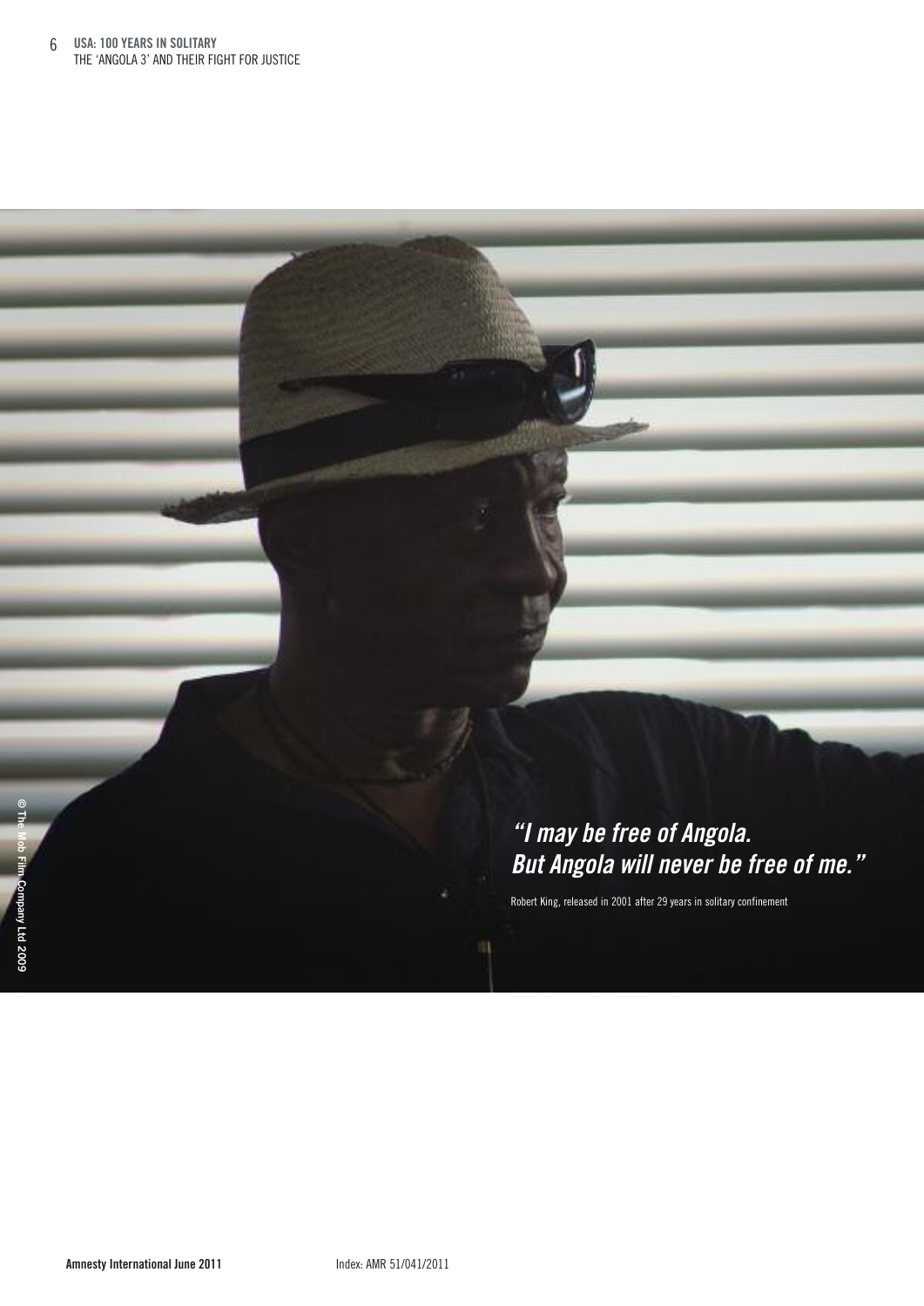*"I may be free of Angola. But Angola will never be free of me."*

Robert King, released in 2001 after 29 years in solitary confinement

© The Mob Film Company Ltd 2009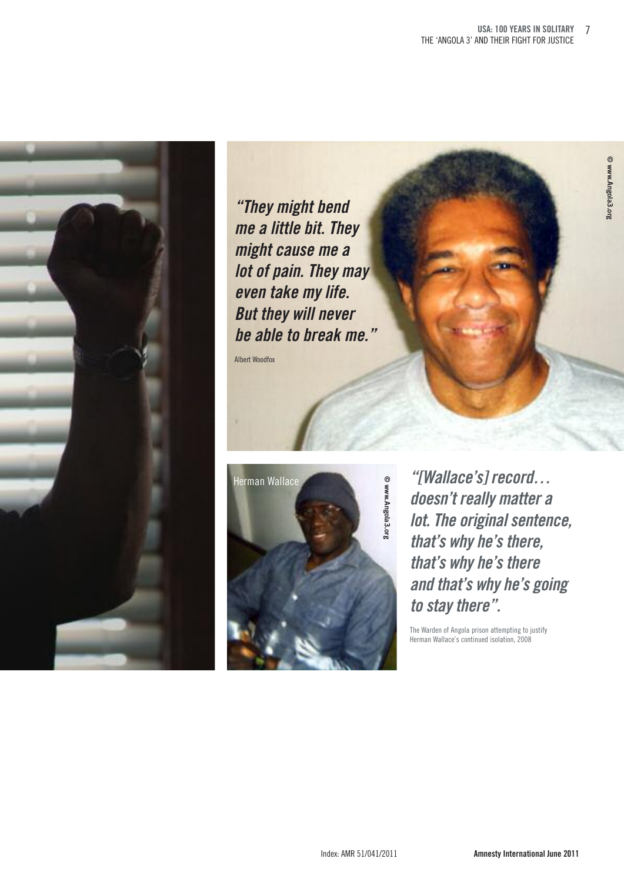*"They might bend me a little bit. They might cause me a lot of pain. They may even take my life. But they will never be able to break me."*

Albert Woodfox

© www.Angola3.org

Herman Wallace

© www.Angola3.org

*"[Wallace's] record… doesn't really matter a lot. The original sentence, that's why he's there, that's why he's there and that's why he's going to stay there".*

The Warden of Angola prison attempting to justify Herman Wallace's continued isolation, 2008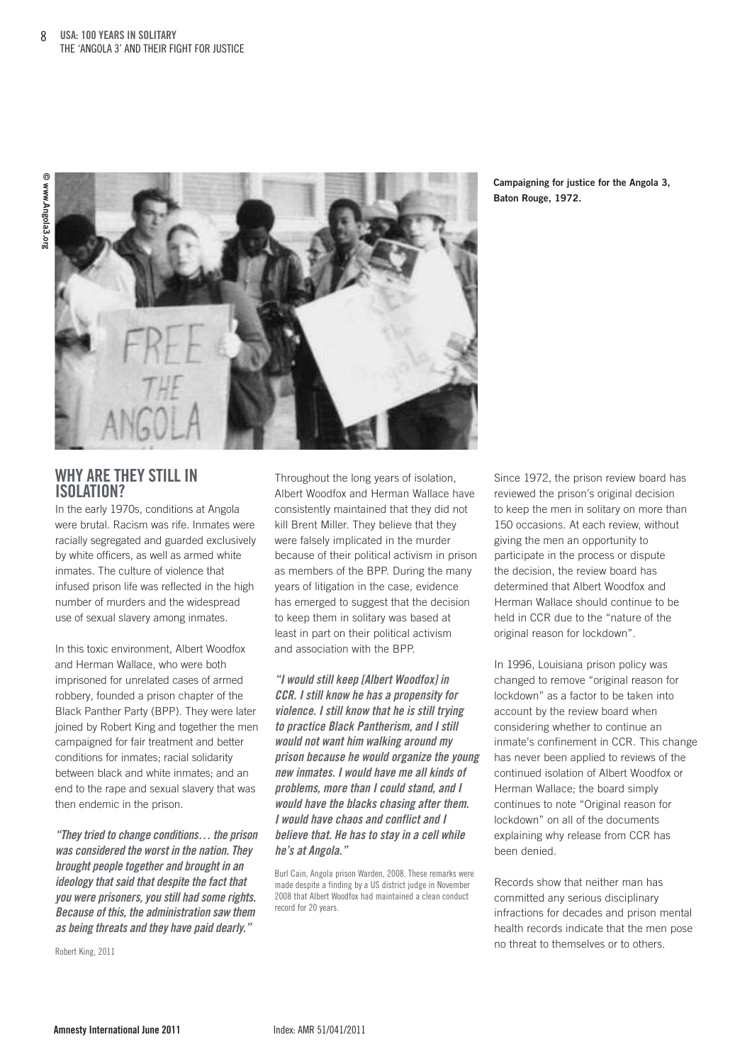Campaigning for justice for the Angola 3, Baton Rouge, 1972.

## WHY ARE THEY STILL IN ISOLATION?

In the early 1970s, conditions at Angola were brutal. Racism was rife. Inmates were racially segregated and guarded exclusively by white officers, as well as armed white inmates. The culture of violence that infused prison life was reflected in the high number of murders and the widespread use of sexual slavery among inmates.

In this toxic environment, Albert Woodfox and Herman Wallace, who were both imprisoned for unrelated cases of armed robbery, founded a prison chapter of the Black Panther Party (BPP). They were later joined by Robert King and together the men campaigned for fair treatment and better conditions for inmates; racial solidarity between black and white inmates; and an end to the rape and sexual slavery that was then endemic in the prison.

***"They tried to change conditions… the prison was considered the worst in the nation. They brought people together and brought in an ideology that said that despite the fact that you were prisoners, you still had some rights. Because of this, the administration saw them as being threats and they have paid dearly."***

Robert King, 2011

Throughout the long years of isolation, Albert Woodfox and Herman Wallace have consistently maintained that they did not kill Brent Miller. They believe that they were falsely implicated in the murder because of their political activism in prison as members of the BPP. During the many years of litigation in the case, evidence has emerged to suggest that the decision to keep them in solitary was based at least in part on their political activism and association with the BPP.

***"I would still keep [Albert Woodfox] in CCR. I still know he has a propensity for violence. I still know that he is still trying to practice Black Pantherism, and I still would not want him walking around my prison because he would organize the young new inmates. I would have me all kinds of problems, more than I could stand, and I would have the blacks chasing after them. I would have chaos and conflict and I believe that. He has to stay in a cell while he's at Angola."***

Burl Cain, Angola prison Warden, 2008. These remarks were made despite a finding by a US district judge in November 2008 that Albert Woodfox had maintained a clean conduct record for 20 years.

Since 1972, the prison review board has reviewed the prison's original decision to keep the men in solitary on more than 150 occasions. At each review, without giving the men an opportunity to participate in the process or dispute the decision, the review board has determined that Albert Woodfox and Herman Wallace should continue to be held in CCR due to the "nature of the original reason for lockdown".

In 1996, Louisiana prison policy was changed to remove "original reason for lockdown" as a factor to be taken into account by the review board when considering whether to continue an inmate's confinement in CCR. This change has never been applied to reviews of the continued isolation of Albert Woodfox or Herman Wallace; the board simply continues to note "Original reason for lockdown" on all of the documents explaining why release from CCR has been denied.

Records show that neither man has committed any serious disciplinary infractions for decades and prison mental health records indicate that the men pose no threat to themselves or to others.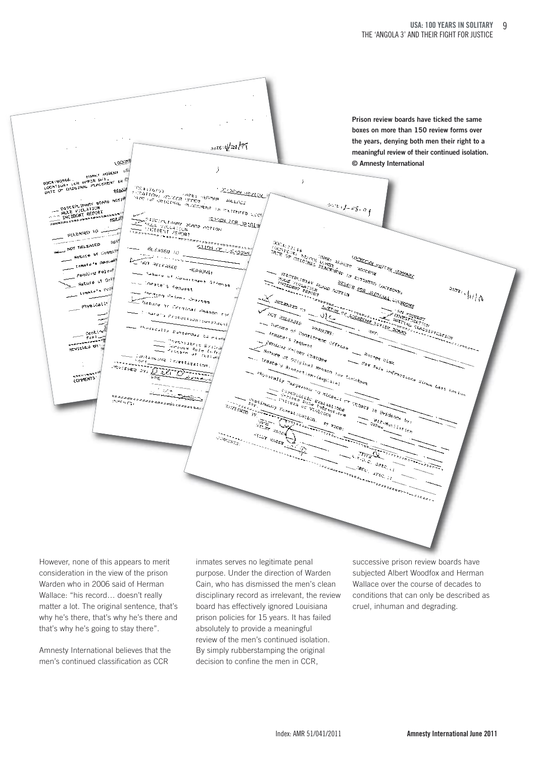Prison review boards have ticked the same boxes on more than 150 review forms over the years, denying both men their right to a meaningful review of their continued isolation. © Amnesty International

However, none of this appears to merit consideration in the view of the prison Warden who in 2006 said of Herman Wallace: "his record… doesn't really matter a lot. The original sentence, that's why he's there, that's why he's there and that's why he's going to stay there".

Amnesty International believes that the men's continued classification as CCR inmates serves no legitimate penal purpose. Under the direction of Warden Cain, who has dismissed the men's clean disciplinary record as irrelevant, the review board has effectively ignored Louisiana prison policies for 15 years. It has failed absolutely to provide a meaningful review of the men's continued isolation. By simply rubberstamping the original decision to confine the men in CCR, successive prison review boards have subjected Albert Woodfox and Herman Wallace over the course of decades to conditions that can only be described as cruel, inhuman and degrading.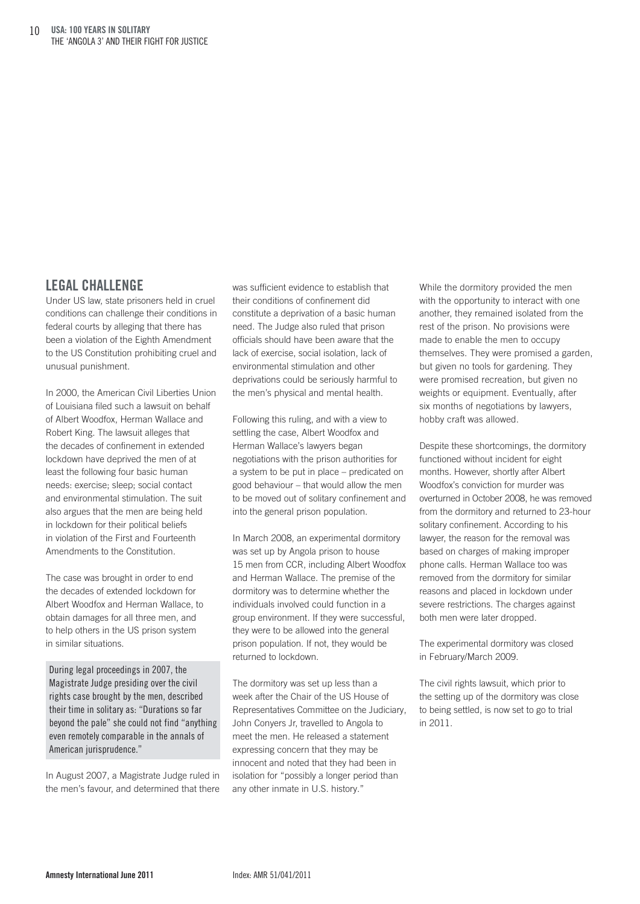## LEGAL CHALLENGE

Under US law, state prisoners held in cruel conditions can challenge their conditions in federal courts by alleging that there has been a violation of the Eighth Amendment to the US Constitution prohibiting cruel and unusual punishment.

In 2000, the American Civil Liberties Union of Louisiana filed such a lawsuit on behalf of Albert Woodfox, Herman Wallace and Robert King. The lawsuit alleges that the decades of confinement in extended lockdown have deprived the men of at least the following four basic human needs: exercise; sleep; social contact and environmental stimulation. The suit also argues that the men are being held in lockdown for their political beliefs in violation of the First and Fourteenth Amendments to the Constitution.

The case was brought in order to end the decades of extended lockdown for Albert Woodfox and Herman Wallace, to obtain damages for all three men, and to help others in the US prison system in similar situations.

> During legal proceedings in 2007, the Magistrate Judge presiding over the civil rights case brought by the men, described their time in solitary as: "Durations so far beyond the pale" she could not find "anything even remotely comparable in the annals of American jurisprudence."

In August 2007, a Magistrate Judge ruled in the men's favour, and determined that there was sufficient evidence to establish that their conditions of confinement did constitute a deprivation of a basic human need. The Judge also ruled that prison officials should have been aware that the lack of exercise, social isolation, lack of environmental stimulation and other deprivations could be seriously harmful to the men's physical and mental health.

Following this ruling, and with a view to settling the case, Albert Woodfox and Herman Wallace's lawyers began negotiations with the prison authorities for a system to be put in place – predicated on good behaviour – that would allow the men to be moved out of solitary confinement and into the general prison population.

In March 2008, an experimental dormitory was set up by Angola prison to house 15 men from CCR, including Albert Woodfox and Herman Wallace. The premise of the dormitory was to determine whether the individuals involved could function in a group environment. If they were successful, they were to be allowed into the general prison population. If not, they would be returned to lockdown.

The dormitory was set up less than a week after the Chair of the US House of Representatives Committee on the Judiciary, John Conyers Jr, travelled to Angola to meet the men. He released a statement expressing concern that they may be innocent and noted that they had been in isolation for "possibly a longer period than any other inmate in U.S. history."

While the dormitory provided the men with the opportunity to interact with one another, they remained isolated from the rest of the prison. No provisions were made to enable the men to occupy themselves. They were promised a garden, but given no tools for gardening. They were promised recreation, but given no weights or equipment. Eventually, after six months of negotiations by lawyers, hobby craft was allowed.

Despite these shortcomings, the dormitory functioned without incident for eight months. However, shortly after Albert Woodfox's conviction for murder was overturned in October 2008, he was removed from the dormitory and returned to 23-hour solitary confinement. According to his lawyer, the reason for the removal was based on charges of making improper phone calls. Herman Wallace too was removed from the dormitory for similar reasons and placed in lockdown under severe restrictions. The charges against both men were later dropped.

The experimental dormitory was closed in February/March 2009.

The civil rights lawsuit, which prior to the setting up of the dormitory was close to being settled, is now set to go to trial in 2011.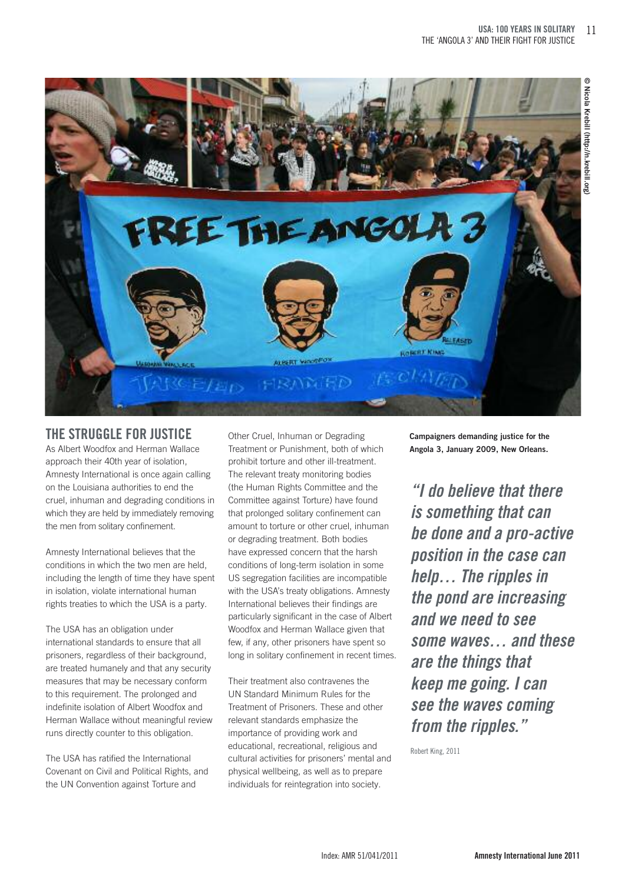## THE STRUGGLE FOR JUSTICE

As Albert Woodfox and Herman Wallace approach their 40th year of isolation, Amnesty International is once again calling on the Louisiana authorities to end the cruel, inhuman and degrading conditions in which they are held by immediately removing the men from solitary confinement.

Amnesty International believes that the conditions in which the two men are held, including the length of time they have spent in isolation, violate international human rights treaties to which the USA is a party.

The USA has an obligation under international standards to ensure that all prisoners, regardless of their background, are treated humanely and that any security measures that may be necessary conform to this requirement. The prolonged and indefinite isolation of Albert Woodfox and Herman Wallace without meaningful review runs directly counter to this obligation.

The USA has ratified the International Covenant on Civil and Political Rights, and the UN Convention against Torture and Other Cruel, Inhuman or Degrading Treatment or Punishment, both of which prohibit torture and other ill-treatment. The relevant treaty monitoring bodies (the Human Rights Committee and the Committee against Torture) have found that prolonged solitary confinement can amount to torture or other cruel, inhuman or degrading treatment. Both bodies have expressed concern that the harsh conditions of long-term isolation in some US segregation facilities are incompatible with the USA's treaty obligations. Amnesty International believes their findings are particularly significant in the case of Albert Woodfox and Herman Wallace given that few, if any, other prisoners have spent so long in solitary confinement in recent times.

Their treatment also contravenes the UN Standard Minimum Rules for the Treatment of Prisoners. These and other relevant standards emphasize the importance of providing work and educational, recreational, religious and cultural activities for prisoners' mental and physical wellbeing, as well as to prepare individuals for reintegration into society.

**Campaigners demanding justice for the Angola 3, January 2009, New Orleans.**

© Nicola Krebill (http://n.krebill.org)

***"I do believe that there is something that can be done and a pro-active position in the case can help… The ripples in the pond are increasing and we need to see some waves… and these are the things that keep me going. I can see the waves coming from the ripples."***

Robert King, 2011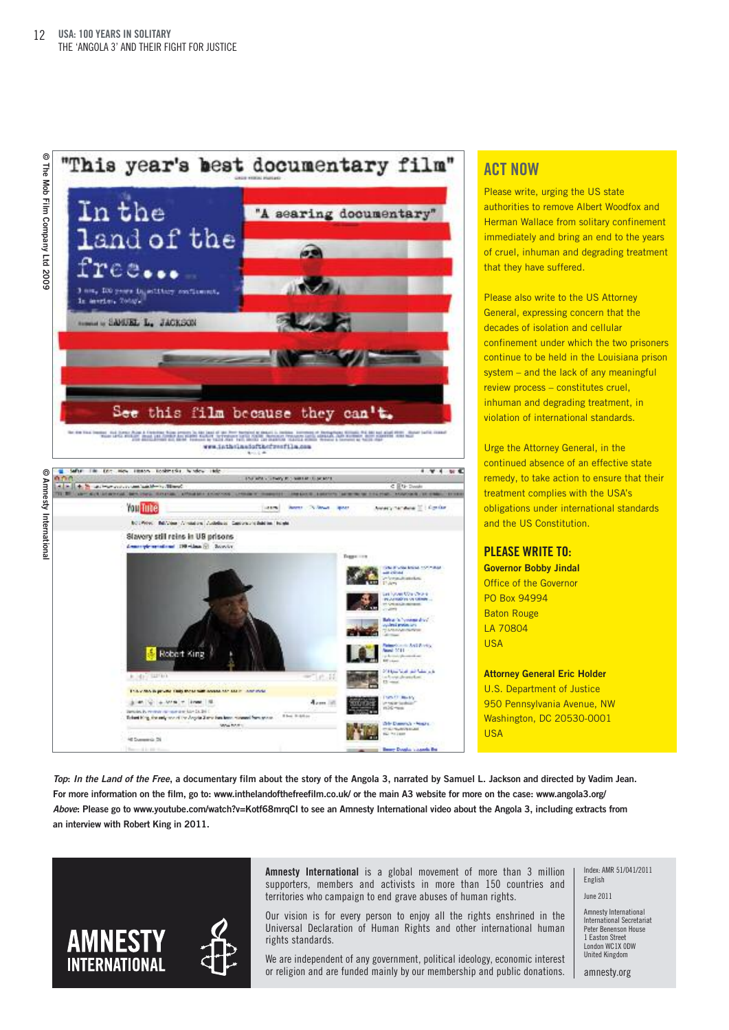## ACT NOW

Please write, urging the US state authorities to remove Albert Woodfox and Herman Wallace from solitary confinement immediately and bring an end to the years of cruel, inhuman and degrading treatment that they have suffered.

Please also write to the US Attorney General, expressing concern that the decades of isolation and cellular confinement under which the two prisoners continue to be held in the Louisiana prison system – and the lack of any meaningful review process – constitutes cruel, inhuman and degrading treatment, in violation of international standards.

Urge the Attorney General, in the continued absence of an effective state remedy, to take action to ensure that their treatment complies with the USA's obligations under international standards and the US Constitution.

### PLEASE WRITE TO:

**Governor Bobby Jindal**
Office of the Governor
PO Box 94994
Baton Rouge
LA 70804
USA

**Attorney General Eric Holder**
U.S. Department of Justice
950 Pennsylvania Avenue, NW
Washington, DC 20530-0001
USA

© The Mob Film Company Ltd 2009

© Amnesty International

**Top: *In the Land of the Free*, a documentary film about the story of the Angola 3, narrated by Samuel L. Jackson and directed by Vadim Jean. For more information on the film, go to: www.inthelandofthefreefilm.co.uk/ or the main A3 website for more on the case: www.angola3.org/**
***Above*: Please go to www.youtube.com/watch?v=Kotf68mrqCI to see an Amnesty International video about the Angola 3, including extracts from an interview with Robert King in 2011.**

AMNESTY INTERNATIONAL

**Amnesty International** is a global movement of more than 3 million supporters, members and activists in more than 150 countries and territories who campaign to end grave abuses of human rights.

Our vision is for every person to enjoy all the rights enshrined in the Universal Declaration of Human Rights and other international human rights standards.

We are independent of any government, political ideology, economic interest or religion and are funded mainly by our membership and public donations.

Index: AMR 51/041/2011
English

June 2011

Amnesty International
International Secretariat
Peter Benenson House
1 Easton Street
London WC1X 0DW
United Kingdom

amnesty.org